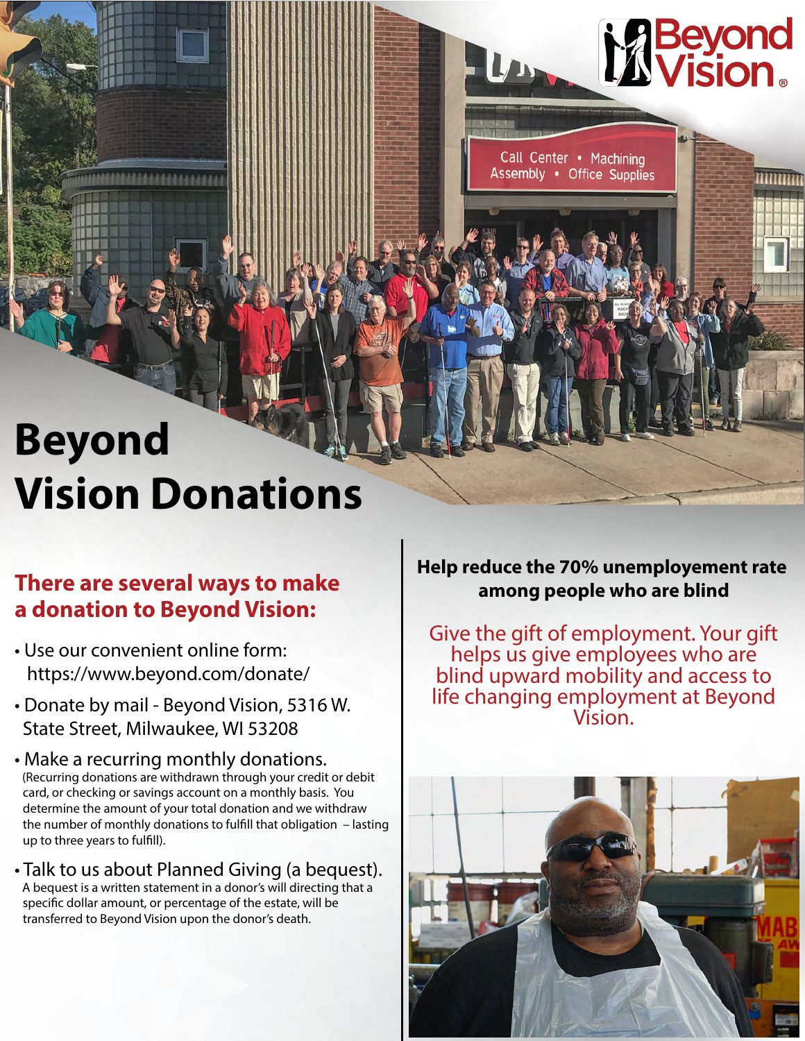# Beyond Vision Donations

## There are several ways to make a donation to Beyond Vision:

- Use our convenient online form: https://www.beyond.com/donate/
- Donate by mail - Beyond Vision, 5316 W. State Street, Milwaukee, WI 53208
- Make a recurring monthly donations. (Recurring donations are withdrawn through your credit or debit card, or checking or savings account on a monthly basis. You determine the amount of your total donation and we withdraw the number of monthly donations to fulfill that obligation – lasting up to three years to fulfill).
- Talk to us about Planned Giving (a bequest). A bequest is a written statement in a donor's will directing that a specific dollar amount, or percentage of the estate, will be transferred to Beyond Vision upon the donor's death.

**Help reduce the 70% unemployement rate among people who are blind**

Give the gift of employment. Your gift helps us give employees who are blind upward mobility and access to life changing employment at Beyond Vision.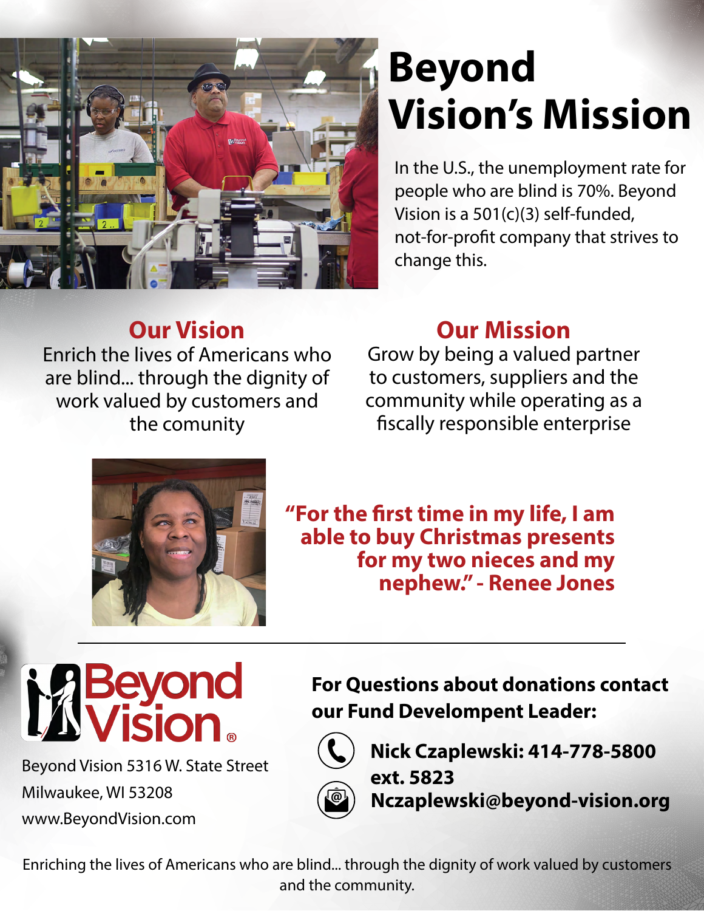# Beyond Vision's Mission

In the U.S., the unemployment rate for people who are blind is 70%. Beyond Vision is a 501(c)(3) self-funded, not-for-profit company that strives to change this.

## Our Vision

Enrich the lives of Americans who are blind... through the dignity of work valued by customers and the comunity

## Our Mission

Grow by being a valued partner to customers, suppliers and the community while operating as a fiscally responsible enterprise

**"For the first time in my life, I am able to buy Christmas presents for my two nieces and my nephew." - Renee Jones**

---

Beyond Vision®

Beyond Vision 5316 W. State Street
Milwaukee, WI 53208
www.BeyondVision.com

**For Questions about donations contact our Fund Develompent Leader:**

**Nick Czaplewski: 414-778-5800 ext. 5823**
**Nczaplewski@beyond-vision.org**

Enriching the lives of Americans who are blind... through the dignity of work valued by customers and the community.